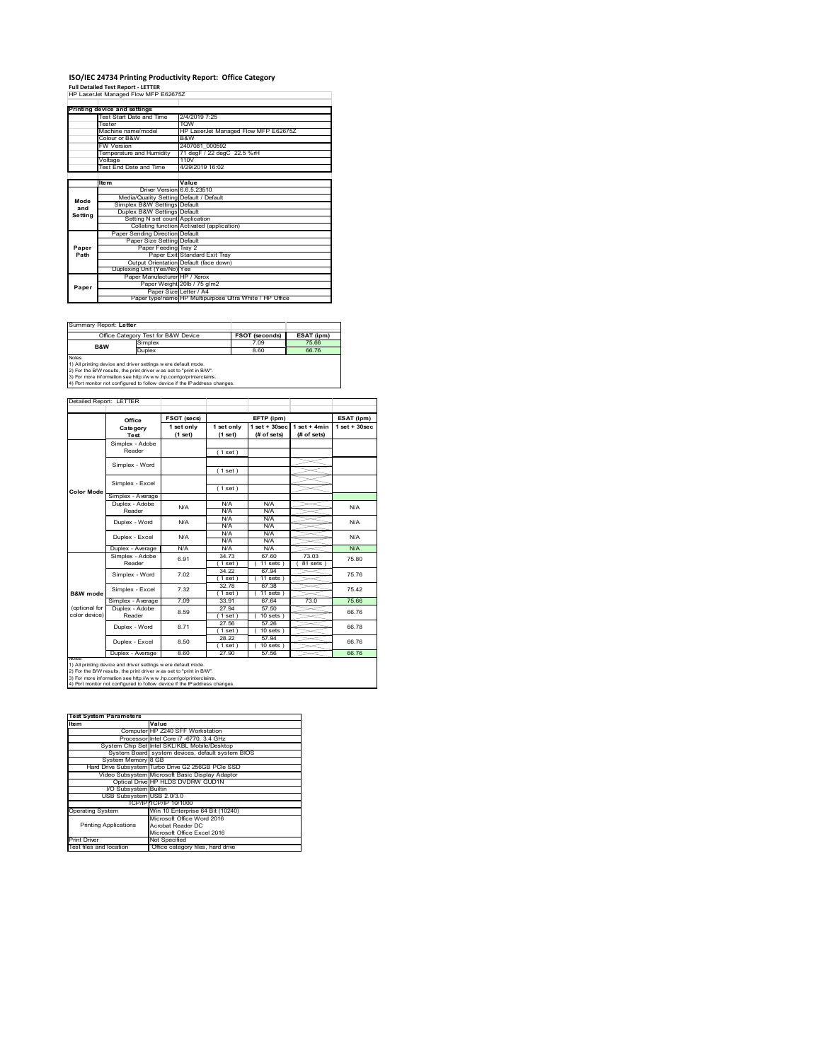# ISO/IEC 24734 Printing Productivity Report: Office Category

**Full Detailed Test Report - LETTER**

HP LaserJet Managed Flow MFP E62675Z

| Printing device and settings | |
|---|---|
| Test Start Date and Time | 2/4/2019 7:25 |
| Tester | TQW |
| Machine name/model | HP LaserJet Managed Flow MFP E62675Z |
| Colour or B&W | B&W |
| FW Version | 2407081_000592 |
| Temperature and Humidity | 71 degF / 22 degC 22.5 %rH |
| Voltage | 110V |
| Test End Date and Time | 4/29/2019 16:02 |

| | Item | Value |
|---|---|---|
| Mode and Setting | Driver Version | 6.6.5.23510 |
| | Media/Quality Setting | Default / Default |
| | Simplex B&W Settings | Default |
| | Duplex B&W Settings | Default |
| | Setting N set count | Application |
| | Collating function | Activated (application) |
| Paper Path | Paper Sending Direction | Default |
| | Paper Size Setting | Default |
| | Paper Feeding | Tray 2 |
| | Paper Exit | Standard Exit Tray |
| | Output Orientation | Default (face down) |
| | Duplexing Unit (Yes/No) | Yes |
| Paper | Paper Manufacturer | HP / Xerox |
| | Paper Weight | 20lb / 75 g/m2 |
| | Paper Size | Letter / A4 |
| | Paper type/name | HP Multipurpose Ultra White / HP Office |

Summary Report: **Letter**

| Office Category Test for B&W Device | | FSOT (seconds) | ESAT (ipm) |
|---|---|---|---|
| B&W | Simplex | 7.09 | 75.66 |
| | Duplex | 8.60 | 66.76 |

Notes
1) All printing device and driver settings were default mode.
2) For the B/W results, the print driver was set to "print in B/W".
3) For more information see http://www.hp.com/go/printerclaims.
4) Port monitor not configured to follow device if the IP address changes.

Detailed Report: LETTER

| | Office Category Test | FSOT (secs) 1 set only (1 set) | EFTP (ipm) 1 set only (1 set) | EFTP (ipm) 1 set + 30sec (# of sets) | EFTP (ipm) 1 set + 4min (# of sets) | ESAT (ipm) 1 set + 30sec |
|---|---|---|---|---|---|---|
| Color Mode | Simplex - Adobe Reader | | ( 1 set ) | | | |
| | Simplex - Word | | ( 1 set ) | | | |
| | Simplex - Excel | | ( 1 set ) | | | |
| | Simplex - Average | | | | | |
| | Duplex - Adobe Reader | N/A | N/A<br>N/A | N/A<br>N/A | | N/A |
| | Duplex - Word | N/A | N/A<br>N/A | N/A<br>N/A | | N/A |
| | Duplex - Excel | N/A | N/A<br>N/A | N/A<br>N/A | | N/A |
| | Duplex - Average | N/A | N/A | N/A | | N/A |
| B&W mode (optional for color device) | Simplex - Adobe Reader | 6.91 | 34.73<br>( 1 set ) | 67.60<br>( 11 sets ) | 73.03<br>( 81 sets ) | 75.80 |
| | Simplex - Word | 7.02 | 34.22<br>( 1 set ) | 67.94<br>( 11 sets ) | | 75.76 |
| | Simplex - Excel | 7.32 | 32.78<br>( 1 set ) | 67.38<br>( 11 sets ) | | 75.42 |
| | Simplex - Average | 7.09 | 33.91 | 67.64 | 73.0 | 75.66 |
| | Duplex - Adobe Reader | 8.59 | 27.94<br>( 1 set ) | 57.50<br>( 10 sets ) | | 66.76 |
| | Duplex - Word | 8.71 | 27.56<br>( 1 set ) | 57.26<br>( 10 sets ) | | 66.78 |
| | Duplex - Excel | 8.50 | 28.22<br>( 1 set ) | 57.94<br>( 10 sets ) | | 66.76 |
| | Duplex - Average | 8.60 | 27.90 | 57.56 | | 66.76 |

Notes
1) All printing device and driver settings were default mode.
2) For the B/W results, the print driver was set to "print in B/W".
3) For more information see http://www.hp.com/go/printerclaims.
4) Port monitor not configured to follow device if the IP address changes.

| Test System Parameters | |
|---|---|
| **Item** | **Value** |
| Computer | HP Z240 SFF Workstation |
| Processor | Intel Core i7 -6770, 3.4 GHz |
| System Chip Set | Intel SKL/KBL Mobile/Desktop |
| System Board | system devices, default system BIOS |
| System Memory | 8 GB |
| Hard Drive Subsystem | Turbo Drive G2 256GB PCIe SSD |
| Video Subsystem | Microsoft Basic Display Adaptor |
| Optical Drive | HP HLDS DVDRW GUD1N |
| I/O Subsystem | Builtin |
| USB Subsystem | USB 2.0/3.0 |
| TCP/IP | TCP/IP 10/1000 |
| Operating System | Win 10 Enterprise 64 Bit (10240) |
| Printing Applications | Microsoft Office Word 2016<br>Acrobat Reader DC<br>Microsoft Office Excel 2016 |
| Print Driver | Not Specified |
| Test files and location | Office category files, hard drive |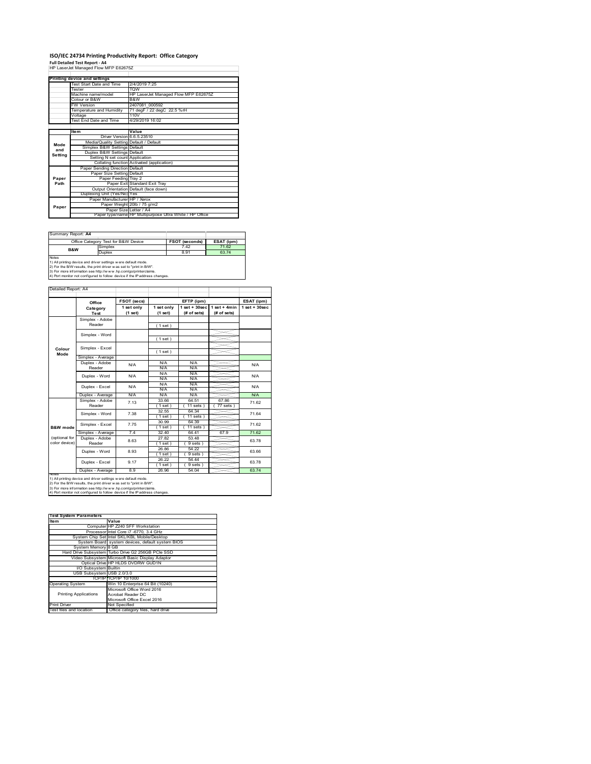# ISO/IEC 24734 Printing Productivity Report: Office Category

**Full Detailed Test Report - A4**

HP LaserJet Managed Flow MFP E62675Z

| Printing device and settings | |
|---|---|
| Test Start Date and Time | 2/4/2019 7:25 |
| Tester | TQW |
| Machine name/model | HP LaserJet Managed Flow MFP E62675Z |
| Colour or B&W | B&W |
| FW Version | 2407081_000592 |
| Temperature and Humidity | 71 degF / 22 degC 22.5 %rH |
| Voltage | 110V |
| Test End Date and Time | 4/29/2019 16:02 |

| | Item | Value |
|---|---|---|
| Mode and Setting | Driver Version | 6.6.5.23510 |
| | Media/Quality Setting | Default / Default |
| | Simplex B&W Settings | Default |
| | Duplex B&W Settings | Default |
| | Setting N set count | Application |
| | Collating function | Activated (application) |
| Paper Path | Paper Sending Direction | Default |
| | Paper Size Setting | Default |
| | Paper Feeding | Tray 2 |
| | Paper Exit | Standard Exit Tray |
| | Output Orientation | Default (face down) |
| | Duplexing Unit (Yes/No) | Yes |
| Paper | Paper Manufacturer | HP / Xerox |
| | Paper Weight | 20lb / 75 g/m2 |
| | Paper Size | Letter / A4 |
| | Paper type/name | HP Multipurpose Ultra White / HP Office |

Summary Report: **A4**

| Office Category Test for B&W Device | | FSOT (seconds) | ESAT (ipm) |
|---|---|---|---|
| B&W | Simplex | 7.42 | 71.62 |
| | Duplex | 8.91 | 63.74 |

Notes
1) All printing device and driver settings were default mode.
2) For the B/W results, the print driver was set to "print in B/W".
3) For more information see http://www.hp.com/go/printerclaims.
4) Port monitor not configured to follow device if the IP address changes.

Detailed Report: A4

| | Office Category Test | FSOT (secs) 1 set only (1 set) | EFTP (ipm) 1 set only (1 set) | EFTP (ipm) 1 set + 30sec (# of sets) | EFTP (ipm) 1 set + 4min (# of sets) | ESAT (ipm) 1 set + 30sec |
|---|---|---|---|---|---|---|
| Colour Mode | Simplex - Adobe Reader | | (1 set) | | | |
| | Simplex - Word | | (1 set) | | | |
| | Simplex - Excel | | (1 set) | | | |
| | Simplex - Average | | | | | |
| | Duplex - Adobe Reader | N/A | N/A N/A | N/A N/A | | N/A |
| | Duplex - Word | N/A | N/A N/A | N/A N/A | | N/A |
| | Duplex - Excel | N/A | N/A N/A | N/A N/A | | N/A |
| | Duplex - Average | N/A | N/A | N/A | | N/A |
| B&W mode (optional for color device) | Simplex - Adobe Reader | 7.13 | 33.66 (1 set) | 64.51 (11 sets) | 67.86 (77 sets) | 71.62 |
| | Simplex - Word | 7.38 | 32.55 (1 set) | 64.34 (11 sets) | | 71.64 |
| | Simplex - Excel | 7.75 | 30.99 (1 set) | 64.39 (11 sets) | | 71.62 |
| | Simplex - Average | 7.4 | 32.40 | 64.41 | 67.9 | 71.62 |
| | Duplex - Adobe Reader | 8.63 | 27.82 (1 set) | 53.48 (9 sets) | | 63.78 |
| | Duplex - Word | 8.93 | 26.86 (1 set) | 54.22 (9 sets) | | 63.66 |
| | Duplex - Excel | 9.17 | 26.22 (1 set) | 54.44 (9 sets) | | 63.78 |
| | Duplex - Average | 8.9 | 26.96 | 54.04 | | 63.74 |

Notes
1) All printing device and driver settings were default mode.
2) For the B/W results, the print driver was set to "print in B/W".
3) For more information see http://www.hp.com/go/printerclaims.
4) Port monitor not configured to follow device if the IP address changes.

| Test System Parameters | |
|---|---|
| Item | Value |
| Computer | HP Z240 SFF Workstation |
| Processor | Intel Core i7 -6770, 3.4 GHz |
| System Chip Set | Intel SKL/KBL Mobile/Desktop |
| System Board | system devices, default system BIOS |
| System Memory | 8 GB |
| Hard Drive Subsystem | Turbo Drive G2 256GB PCIe SSD |
| Video Subsystem | Microsoft Basic Display Adaptor |
| Optical Drive | HP HLDS DVDRW GUD1N |
| I/O Subsystem | Builtin |
| USB Subsystem | USB 2.0/3.0 |
| TCP/IP | TCP/IP 10/1000 |
| Operating System | Win 10 Enterprise 64 Bit (10240) |
| Printing Applications | Microsoft Office Word 2016<br>Acrobat Reader DC<br>Microsoft Office Excel 2016 |
| Print Driver | Not Specified |
| Test files and location | Office category files, hard drive |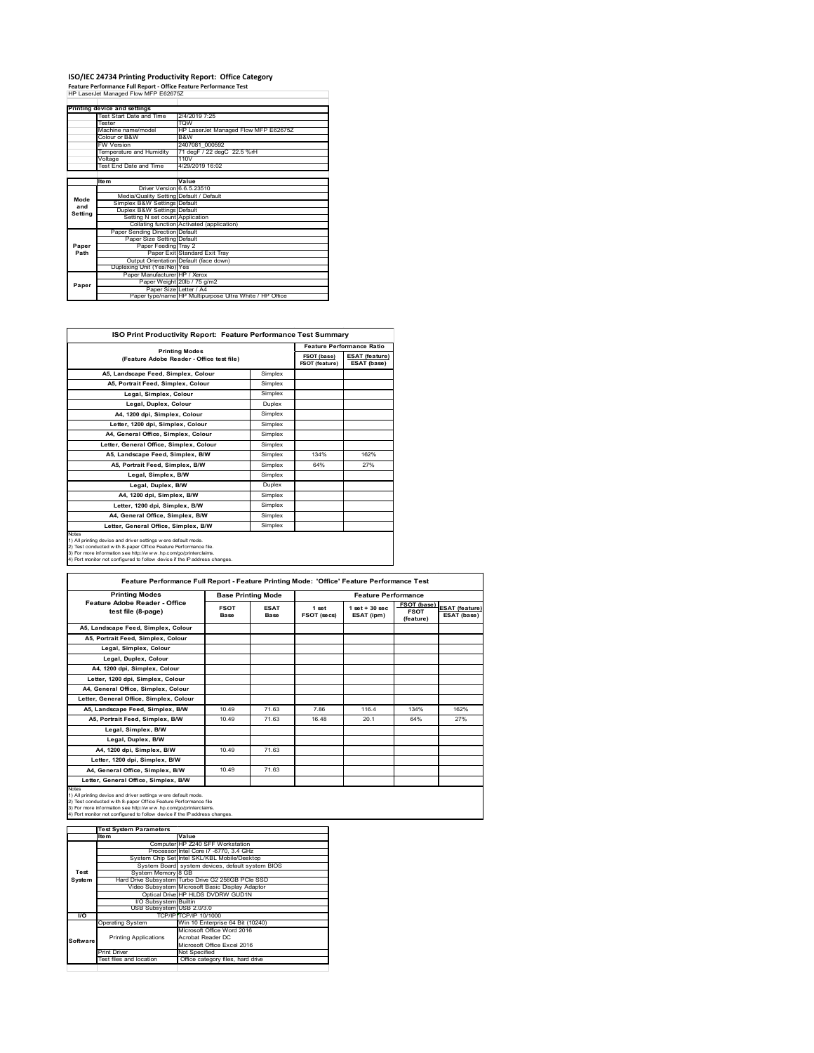# ISO/IEC 24734 Printing Productivity Report: Office Category

**Feature Performance Full Report - Office Feature Performance Test**

HP LaserJet Managed Flow MFP E62675Z

| Printing device and settings | | |
|---|---|---|
| | Test Start Date and Time | 2/4/2019 7:25 |
| | Tester | TQW |
| | Machine name/model | HP LaserJet Managed Flow MFP E62675Z |
| | Colour or B&W | B&W |
| | FW Version | 2407081_000592 |
| | Temperature and Humidity | 71 degF / 22 degC 22.5 %rH |
| | Voltage | 110V |
| | Test End Date and Time | 4/29/2019 16:02 |

| | Item | Value |
|---|---|---|
| Mode and Setting | Driver Version | 6.6.5.23510 |
| | Media/Quality Setting | Default / Default |
| | Simplex B&W Settings | Default |
| | Duplex B&W Settings | Default |
| | Setting N set count | Application |
| | Collating function | Activated (application) |
| Paper Path | Paper Sending Direction | Default |
| | Paper Size Setting | Default |
| | Paper Feeding | Tray 2 |
| | Paper Exit | Standard Exit Tray |
| | Output Orientation | Default (face down) |
| | Duplexing Unit (Yes/No) | Yes |
| Paper | Paper Manufacturer | HP / Xerox |
| | Paper Weight | 20lb / 75 g/m2 |
| | Paper Size | Letter / A4 |
| | Paper type/name | HP Multipurpose Ultra White / HP Office |

## ISO Print Productivity Report: Feature Performance Test Summary

| Printing Modes (Feature Adobe Reader - Office test file) | | Feature Performance Ratio FSOT (base) / FSOT (feature) | ESAT (feature) / ESAT (base) |
|---|---|---|---|
| A5, Landscape Feed, Simplex, Colour | Simplex | | |
| A5, Portrait Feed, Simplex, Colour | Simplex | | |
| Legal, Simplex, Colour | Simplex | | |
| Legal, Duplex, Colour | Duplex | | |
| A4, 1200 dpi, Simplex, Colour | Simplex | | |
| Letter, 1200 dpi, Simplex, Colour | Simplex | | |
| A4, General Office, Simplex, Colour | Simplex | | |
| Letter, General Office, Simplex, Colour | Simplex | | |
| A5, Landscape Feed, Simplex, B/W | Simplex | 134% | 162% |
| A5, Portrait Feed, Simplex, B/W | Simplex | 64% | 27% |
| Legal, Simplex, B/W | Simplex | | |
| Legal, Duplex, B/W | Duplex | | |
| A4, 1200 dpi, Simplex, B/W | Simplex | | |
| Letter, 1200 dpi, Simplex, B/W | Simplex | | |
| A4, General Office, Simplex, B/W | Simplex | | |
| Letter, General Office, Simplex, B/W | Simplex | | |

Notes
1) All printing device and driver settings were default mode.
2) Test conducted with 8-paper Office Feature Performance file.
3) For more information see http://www.hp.com/go/printerclaims.
4) Port monitor not configured to follow device if the IP address changes.

## Feature Performance Full Report - Feature Printing Mode: 'Office' Feature Performance Test

| Printing Modes Feature Adobe Reader - Office test file (8-page) | Base Printing Mode FSOT Base | ESAT Base | Feature Performance 1 set FSOT (secs) | 1 set + 30 sec ESAT (ipm) | FSOT (base) / FSOT (feature) | ESAT (feature) / ESAT (base) |
|---|---|---|---|---|---|---|
| A5, Landscape Feed, Simplex, Colour | | | | | | |
| A5, Portrait Feed, Simplex, Colour | | | | | | |
| Legal, Simplex, Colour | | | | | | |
| Legal, Duplex, Colour | | | | | | |
| A4, 1200 dpi, Simplex, Colour | | | | | | |
| Letter, 1200 dpi, Simplex, Colour | | | | | | |
| A4, General Office, Simplex, Colour | | | | | | |
| Letter, General Office, Simplex, Colour | | | | | | |
| A5, Landscape Feed, Simplex, B/W | 10.49 | 71.63 | 7.86 | 116.4 | 134% | 162% |
| A5, Portrait Feed, Simplex, B/W | 10.49 | 71.63 | 16.48 | 20.1 | 64% | 27% |
| Legal, Simplex, B/W | | | | | | |
| Legal, Duplex, B/W | | | | | | |
| A4, 1200 dpi, Simplex, B/W | 10.49 | 71.63 | | | | |
| Letter, 1200 dpi, Simplex, B/W | | | | | | |
| A4, General Office, Simplex, B/W | 10.49 | 71.63 | | | | |
| Letter, General Office, Simplex, B/W | | | | | | |

Notes
1) All printing device and driver settings were default mode.
2) Test conducted with 8-paper Office Feature Performance file
3) For more information see http://www.hp.com/go/printerclaims.
4) Port monitor not configured to follow device if the IP address changes.

| Test System Parameters | | |
|---|---|---|
| | Item | Value |
| Test System | Computer | HP Z240 SFF Workstation |
| | Processor | Intel Core i7 -6770, 3.4 GHz |
| | System Chip Set | Intel SKL/KBL Mobile/Desktop |
| | System Board | system devices, default system BIOS |
| | System Memory | 8 GB |
| | Hard Drive Subsystem | Turbo Drive G2 256GB PCIe SSD |
| | Video Subsystem | Microsoft Basic Display Adaptor |
| | Optical Drive | HP HLDS DVDRW GUD1N |
| | I/O Subsystem | Builtin |
| | USB Subsystem | USB 2.0/3.0 |
| I/O | TCP/IP | TCP/IP 10/1000 |
| Software | Operating System | Win 10 Enterprise 64 Bit (10240) |
| | Printing Applications | Microsoft Office Word 2016<br>Acrobat Reader DC<br>Microsoft Office Excel 2016 |
| | Print Driver | Not Specified |
| | Test files and location | Office category files, hard drive |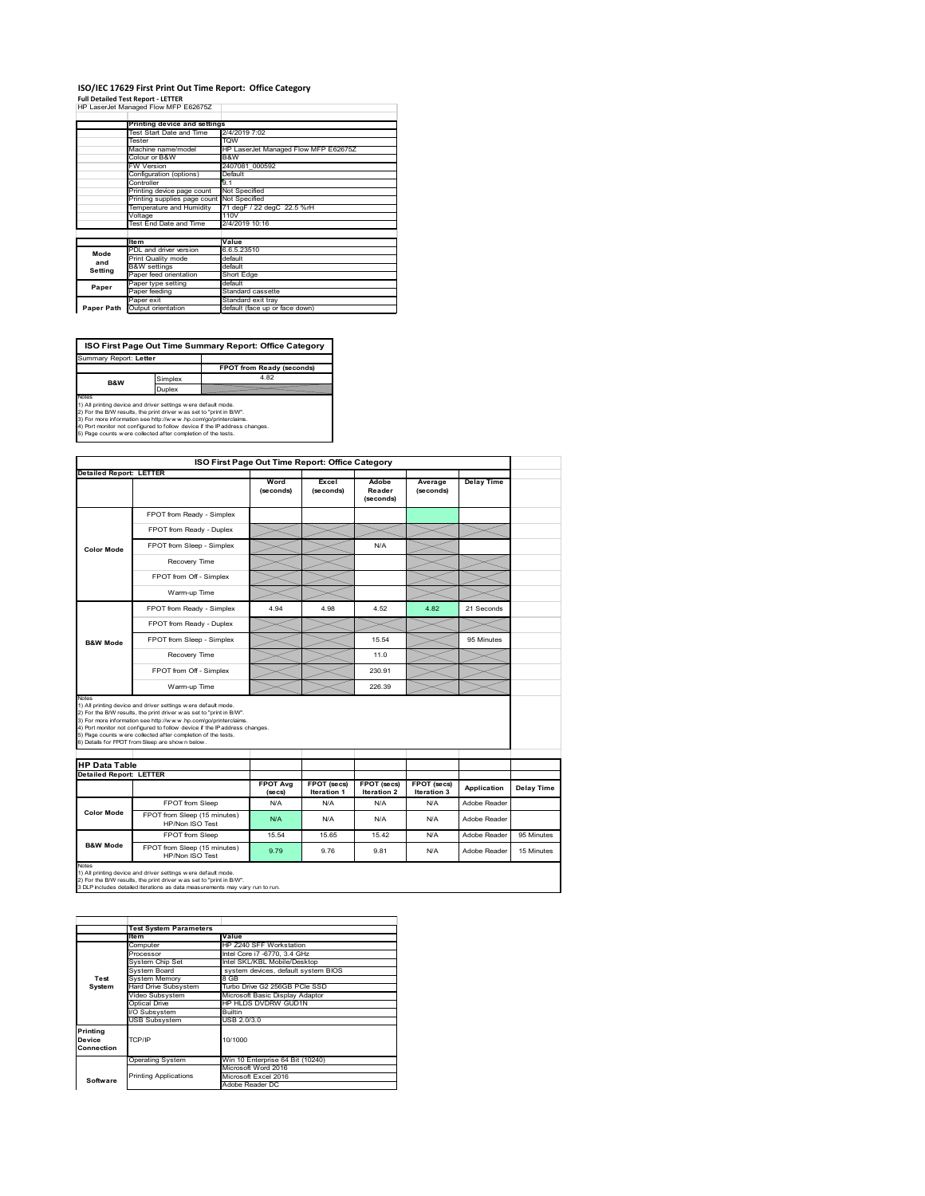# ISO/IEC 17629 First Print Out Time Report: Office Category

**Full Detailed Test Report - LETTER**

HP LaserJet Managed Flow MFP E62675Z

| | Printing device and settings | |
|---|---|---|
| | Test Start Date and Time | 2/4/2019 7:02 |
| | Tester | TQW |
| | Machine name/model | HP LaserJet Managed Flow MFP E62675Z |
| | Colour or B&W | B&W |
| | FW Version | 2407081_000592 |
| | Configuration (options) | Default |
| | Controller | 9.1 |
| | Printing device page count | Not Specified |
| | Printing supplies page count | Not Specified |
| | Temperature and Humidity | 71 degF / 22 degC 22.5 %rH |
| | Voltage | 110V |
| | Test End Date and Time | 2/4/2019 10:16 |

| | Item | Value |
|---|---|---|
| Mode and Setting | PDL and driver version | 6.6.5.23510 |
| | Print Quality mode | default |
| | B&W settings | default |
| | Paper feed orientation | Short Edge |
| Paper | Paper type setting | default |
| | Paper feeding | Standard cassette |
| | Paper exit | Standard exit tray |
| Paper Path | Output orientation | default (face up or face down) |

| ISO First Page Out Time Summary Report: Office Category | | |
|---|---|---|
| Summary Report: **Letter** | | |
| | | FPOT from Ready (seconds) |
| B&W | Simplex | 4.82 |
| | Duplex | |

Notes
1) All printing device and driver settings were default mode.
2) For the B/W results, the print driver was set to "print in B/W".
3) For more information see http://www.hp.com/go/printerclaims.
4) Port monitor not configured to follow device if the IP address changes.
5) Page counts were collected after completion of the tests.

**ISO First Page Out Time Report: Office Category**

| Detailed Report: LETTER | | Word (seconds) | Excel (seconds) | Adobe Reader (seconds) | Average (seconds) | Delay Time |
|---|---|---|---|---|---|---|
| Color Mode | FPOT from Ready - Simplex | | | | | |
| | FPOT from Ready - Duplex | | | | | |
| | FPOT from Sleep - Simplex | | | N/A | | |
| | Recovery Time | | | | | |
| | FPOT from Off - Simplex | | | | | |
| | Warm-up Time | | | | | |
| B&W Mode | FPOT from Ready - Simplex | 4.94 | 4.98 | 4.52 | 4.82 | 21 Seconds |
| | FPOT from Ready - Duplex | | | | | |
| | FPOT from Sleep - Simplex | | | 15.54 | | 95 Minutes |
| | Recovery Time | | | 11.0 | | |
| | FPOT from Off - Simplex | | | 230.91 | | |
| | Warm-up Time | | | 226.39 | | |

Notes
1) All printing device and driver settings were default mode.
2) For the B/W results, the print driver was set to "print in B/W".
3) For more information see http://www.hp.com/go/printerclaims.
4) Port monitor not configured to follow device if the IP address changes.
5) Page counts were collected after completion of the tests.
6) Details for FPOT from Sleep are shown below.

**HP Data Table**

| Detailed Report: LETTER | | FPOT Avg (secs) | FPOT (secs) Iteration 1 | FPOT (secs) Iteration 2 | FPOT (secs) Iteration 3 | Application | Delay Time |
|---|---|---|---|---|---|---|---|
| Color Mode | FPOT from Sleep | N/A | N/A | N/A | N/A | Adobe Reader | |
| | FPOT from Sleep (15 minutes) HP/Non ISO Test | N/A | N/A | N/A | N/A | Adobe Reader | |
| B&W Mode | FPOT from Sleep | 15.54 | 15.65 | 15.42 | N/A | Adobe Reader | 95 Minutes |
| | FPOT from Sleep (15 minutes) HP/Non ISO Test | 9.79 | 9.76 | 9.81 | N/A | Adobe Reader | 15 Minutes |

Notes
1) All printing device and driver settings were default mode.
2) For the B/W results, the print driver was set to "print in B/W".
3 DLP includes detailed iterations as data measurements may vary run to run.

| | Test System Parameters | |
|---|---|---|
| | Item | Value |
| Test System | Computer | HP Z240 SFF Workstation |
| | Processor | Intel Core i7 -6770, 3.4 GHz |
| | System Chip Set | Intel SKL/KBL Mobile/Desktop |
| | System Board | system devices, default system BIOS |
| | System Memory | 8 GB |
| | Hard Drive Subsystem | Turbo Drive G2 256GB PCIe SSD |
| | Video Subsystem | Microsoft Basic Display Adaptor |
| | Optical Drive | HP HLDS DVDRW GUD1N |
| | I/O Subsystem | Builtin |
| | USB Subsystem | USB 2.0/3.0 |
| Printing Device Connection | TCP/IP | 10/1000 |
| Software | Operating System | Win 10 Enterprise 64 Bit (10240) |
| | Printing Applications | Microsoft Word 2016 |
| | | Microsoft Excel 2016 |
| | | Adobe Reader DC |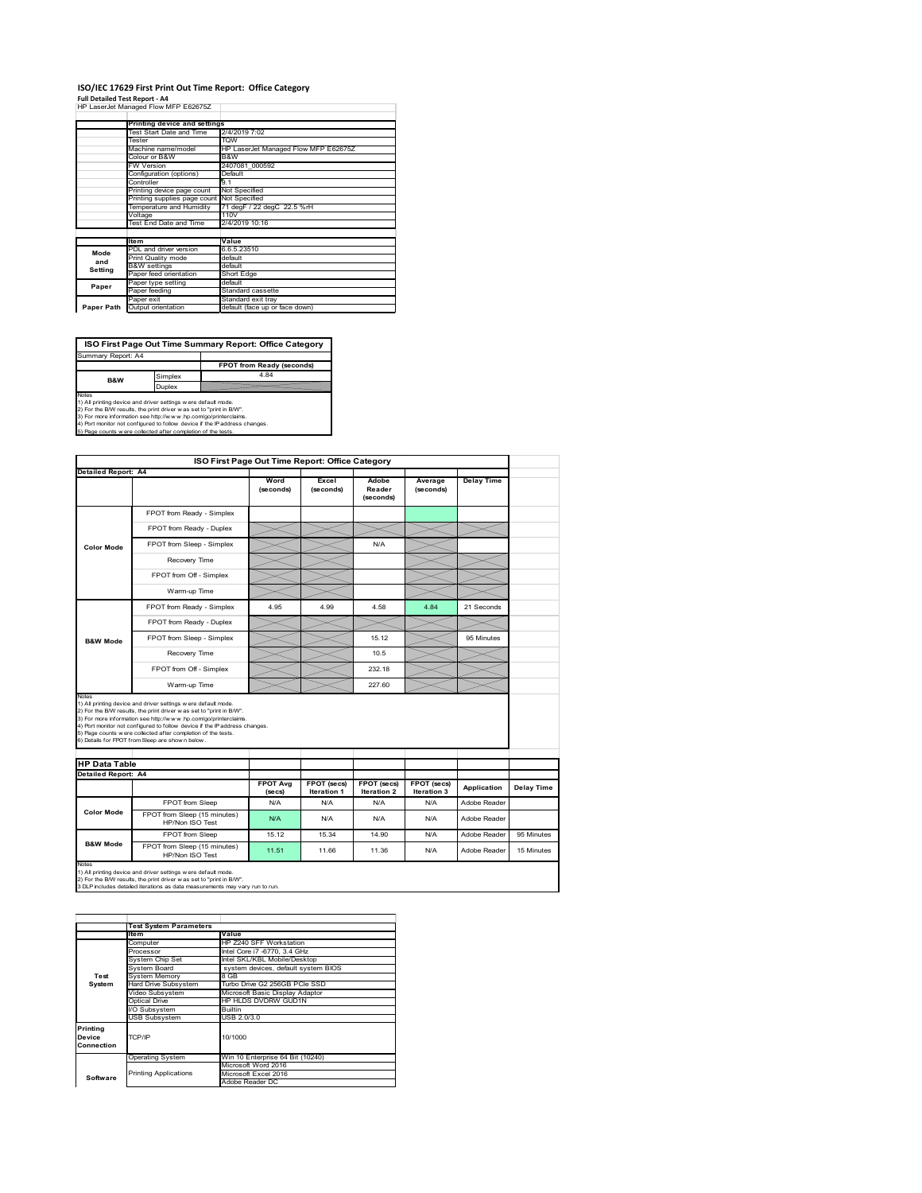# ISO/IEC 17629 First Print Out Time Report: Office Category

**Full Detailed Test Report - A4**

HP LaserJet Managed Flow MFP E62675Z

| | Printing device and settings | |
|---|---|---|
| | Test Start Date and Time | 2/4/2019 7:02 |
| | Tester | TQW |
| | Machine name/model | HP LaserJet Managed Flow MFP E62675Z |
| | Colour or B&W | B&W |
| | FW Version | 2407081_000592 |
| | Configuration (options) | Default |
| | Controller | 9.1 |
| | Printing device page count | Not Specified |
| | Printing supplies page count | Not Specified |
| | Temperature and Humidity | 71 degF / 22 degC 22.5 %rH |
| | Voltage | 110V |
| | Test End Date and Time | 2/4/2019 10:16 |

| | Item | Value |
|---|---|---|
| Mode and Setting | PDL and driver version | 6.6.5.23510 |
| | Print Quality mode | default |
| | B&W settings | default |
| | Paper feed orientation | Short Edge |
| Paper | Paper type setting | default |
| | Paper feeding | Standard cassette |
| | Paper exit | Standard exit tray |
| Paper Path | Output orientation | default (face up or face down) |

## ISO First Page Out Time Summary Report: Office Category

Summary Report: A4

| | | FPOT from Ready (seconds) |
|---|---|---|
| B&W | Simplex | 4.84 |
| | Duplex | |

Notes
1) All printing device and driver settings were default mode.
2) For the B/W results, the print driver was set to "print in B/W".
3) For more information see http://www.hp.com/go/printerclaims.
4) Port monitor not configured to follow device if the IP address changes.
5) Page counts were collected after completion of the tests.

## ISO First Page Out Time Report: Office Category

Detailed Report: A4

| | | Word (seconds) | Excel (seconds) | Adobe Reader (seconds) | Average (seconds) | Delay Time |
|---|---|---|---|---|---|---|
| Color Mode | FPOT from Ready - Simplex | | | | | |
| | FPOT from Ready - Duplex | | | | | |
| | FPOT from Sleep - Simplex | | | N/A | | |
| | Recovery Time | | | | | |
| | FPOT from Off - Simplex | | | | | |
| | Warm-up Time | | | | | |
| B&W Mode | FPOT from Ready - Simplex | 4.95 | 4.99 | 4.58 | 4.84 | 21 Seconds |
| | FPOT from Ready - Duplex | | | | | |
| | FPOT from Sleep - Simplex | | | 15.12 | | 95 Minutes |
| | Recovery Time | | | 10.5 | | |
| | FPOT from Off - Simplex | | | 232.18 | | |
| | Warm-up Time | | | 227.60 | | |

Notes
1) All printing device and driver settings were default mode.
2) For the B/W results, the print driver was set to "print in B/W".
3) For more information see http://www.hp.com/go/printerclaims.
4) Port monitor not configured to follow device if the IP address changes.
5) Page counts were collected after completion of the tests.
6) Details for FPOT from Sleep are shown below.

## HP Data Table

Detailed Report: A4

| | | FPOT Avg (secs) | FPOT (secs) Iteration 1 | FPOT (secs) Iteration 2 | FPOT (secs) Iteration 3 | Application | Delay Time |
|---|---|---|---|---|---|---|---|
| Color Mode | FPOT from Sleep | N/A | N/A | N/A | N/A | Adobe Reader | |
| | FPOT from Sleep (15 minutes) HP/Non ISO Test | N/A | N/A | N/A | N/A | Adobe Reader | |
| B&W Mode | FPOT from Sleep | 15.12 | 15.34 | 14.90 | N/A | Adobe Reader | 95 Minutes |
| | FPOT from Sleep (15 minutes) HP/Non ISO Test | 11.51 | 11.66 | 11.36 | N/A | Adobe Reader | 15 Minutes |

Notes
1) All printing device and driver settings were default mode.
2) For the B/W results, the print driver was set to "print in B/W".
3 DLP includes detailed iterations as data measurements may vary run to run.

| | Test System Parameters | |
|---|---|---|
| | Item | Value |
| Test System | Computer | HP Z240 SFF Workstation |
| | Processor | Intel Core i7 -6770, 3.4 GHz |
| | System Chip Set | Intel SKL/KBL Mobile/Desktop |
| | System Board | system devices, default system BIOS |
| | System Memory | 8 GB |
| | Hard Drive Subsystem | Turbo Drive G2 256GB PCIe SSD |
| | Video Subsystem | Microsoft Basic Display Adaptor |
| | Optical Drive | HP HLDS DVDRW GUD1N |
| | I/O Subsystem | Builtin |
| | USB Subsystem | USB 2.0/3.0 |
| Printing Device Connection | TCP/IP | 10/1000 |
| Software | Operating System | Win 10 Enterprise 64 Bit (10240) |
| | Printing Applications | Microsoft Word 2016 |
| | | Microsoft Excel 2016 |
| | | Adobe Reader DC |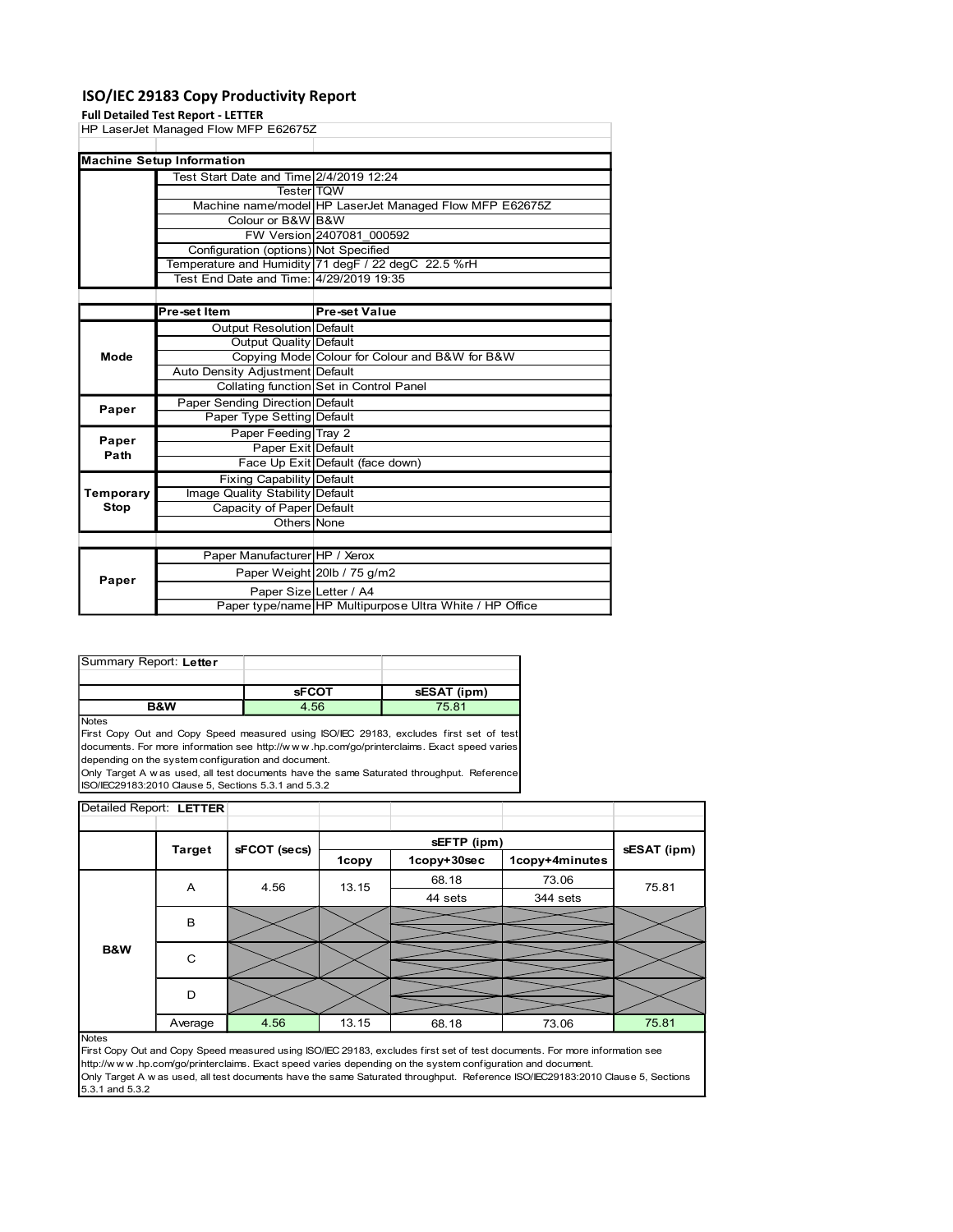# ISO/IEC 29183 Copy Productivity Report

**Full Detailed Test Report - LETTER**

HP LaserJet Managed Flow MFP E62675Z

| Machine Setup Information | | |
|---|---|---|
| | Test Start Date and Time | 2/4/2019 12:24 |
| | Tester | TQW |
| | Machine name/model | HP LaserJet Managed Flow MFP E62675Z |
| | Colour or B&W | B&W |
| | FW Version | 2407081_000592 |
| | Configuration (options) | Not Specified |
| | Temperature and Humidity | 71 degF / 22 degC 22.5 %rH |
| | Test End Date and Time: | 4/29/2019 19:35 |

| | Pre-set Item | Pre-set Value |
|---|---|---|
| Mode | Output Resolution | Default |
| | Output Quality | Default |
| | Copying Mode | Colour for Colour and B&W for B&W |
| | Auto Density Adjustment | Default |
| | Collating function | Set in Control Panel |
| Paper | Paper Sending Direction | Default |
| | Paper Type Setting | Default |
| Paper Path | Paper Feeding | Tray 2 |
| | Paper Exit | Default |
| | Face Up Exit | Default (face down) |
| Temporary Stop | Fixing Capability | Default |
| | Image Quality Stability | Default |
| | Capacity of Paper | Default |
| | Others | None |

| | | |
|---|---|---|
| Paper | Paper Manufacturer | HP / Xerox |
| | Paper Weight | 20lb / 75 g/m2 |
| | Paper Size | Letter / A4 |
| | Paper type/name | HP Multipurpose Ultra White / HP Office |

Summary Report: **Letter**

| | sFCOT | sESAT (ipm) |
|---|---|---|
| B&W | 4.56 | 75.81 |

Notes

First Copy Out and Copy Speed measured using ISO/IEC 29183, excludes first set of test documents. For more information see http://www.hp.com/go/printerclaims. Exact speed varies depending on the system configuration and document.

Only Target A was used, all test documents have the same Saturated throughput. Reference ISO/IEC29183:2010 Clause 5, Sections 5.3.1 and 5.3.2

Detailed Report: **LETTER**

| | Target | sFCOT (secs) | sEFTP (ipm) | | | sESAT (ipm) |
|---|---|---|---|---|---|---|
| | | | 1copy | 1copy+30sec | 1copy+4minutes | |
| B&W | A | 4.56 | 13.15 | 68.18<br>44 sets | 73.06<br>344 sets | 75.81 |
| | B | | | | | |
| | C | | | | | |
| | D | | | | | |
| | Average | 4.56 | 13.15 | 68.18 | 73.06 | 75.81 |

Notes

First Copy Out and Copy Speed measured using ISO/IEC 29183, excludes first set of test documents. For more information see http://www.hp.com/go/printerclaims. Exact speed varies depending on the system configuration and document.

Only Target A was used, all test documents have the same Saturated throughput. Reference ISO/IEC29183:2010 Clause 5, Sections 5.3.1 and 5.3.2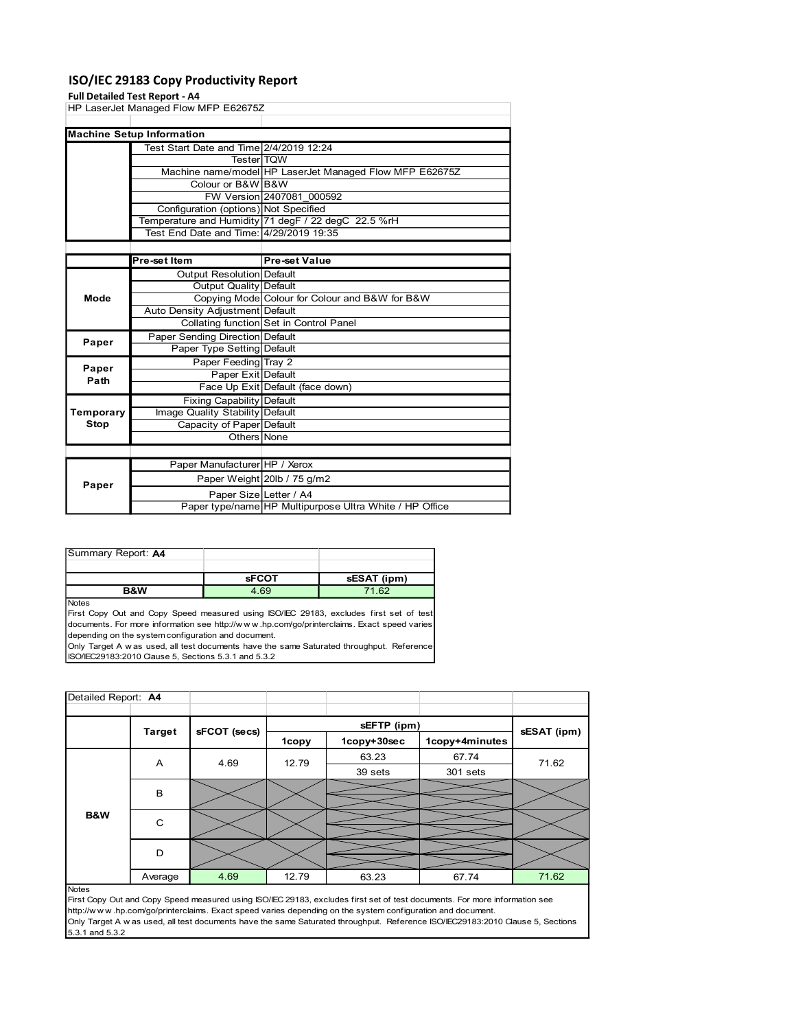# ISO/IEC 29183 Copy Productivity Report

**Full Detailed Test Report - A4**

HP LaserJet Managed Flow MFP E62675Z

| Machine Setup Information | | |
|---|---|---|
| | Test Start Date and Time | 2/4/2019 12:24 |
| | Tester | TQW |
| | Machine name/model | HP LaserJet Managed Flow MFP E62675Z |
| | Colour or B&W | B&W |
| | FW Version | 2407081_000592 |
| | Configuration (options) | Not Specified |
| | Temperature and Humidity | 71 degF / 22 degC 22.5 %rH |
| | Test End Date and Time: | 4/29/2019 19:35 |

| | Pre-set Item | Pre-set Value |
|---|---|---|
| Mode | Output Resolution | Default |
| | Output Quality | Default |
| | Copying Mode | Colour for Colour and B&W for B&W |
| | Auto Density Adjustment | Default |
| | Collating function | Set in Control Panel |
| Paper | Paper Sending Direction | Default |
| | Paper Type Setting | Default |
| Paper Path | Paper Feeding | Tray 2 |
| | Paper Exit | Default |
| | Face Up Exit | Default (face down) |
| Temporary Stop | Fixing Capability | Default |
| | Image Quality Stability | Default |
| | Capacity of Paper | Default |
| | Others | None |

| | | |
|---|---|---|
| Paper | Paper Manufacturer | HP / Xerox |
| | Paper Weight | 20lb / 75 g/m2 |
| | Paper Size | Letter / A4 |
| | Paper type/name | HP Multipurpose Ultra White / HP Office |

Summary Report: **A4**

| | sFCOT | sESAT (ipm) |
|---|---|---|
| B&W | 4.69 | 71.62 |

Notes

First Copy Out and Copy Speed measured using ISO/IEC 29183, excludes first set of test documents. For more information see http://w w w .hp.com/go/printerclaims. Exact speed varies depending on the system configuration and document.

Only Target A w as used, all test documents have the same Saturated throughput. Reference ISO/IEC29183:2010 Clause 5, Sections 5.3.1 and 5.3.2

Detailed Report: **A4**

| | Target | sFCOT (secs) | sEFTP (ipm) | | | sESAT (ipm) |
|---|---|---|---|---|---|---|
| | | | 1copy | 1copy+30sec | 1copy+4minutes | |
| B&W | A | 4.69 | 12.79 | 63.23 | 67.74 | 71.62 |
| | | | | 39 sets | 301 sets | |
| | B | | | | | |
| | C | | | | | |
| | D | | | | | |
| | Average | 4.69 | 12.79 | 63.23 | 67.74 | 71.62 |

Notes

First Copy Out and Copy Speed measured using ISO/IEC 29183, excludes first set of test documents. For more information see http://w w w .hp.com/go/printerclaims. Exact speed varies depending on the system configuration and document.

Only Target A w as used, all test documents have the same Saturated throughput. Reference ISO/IEC29183:2010 Clause 5, Sections 5.3.1 and 5.3.2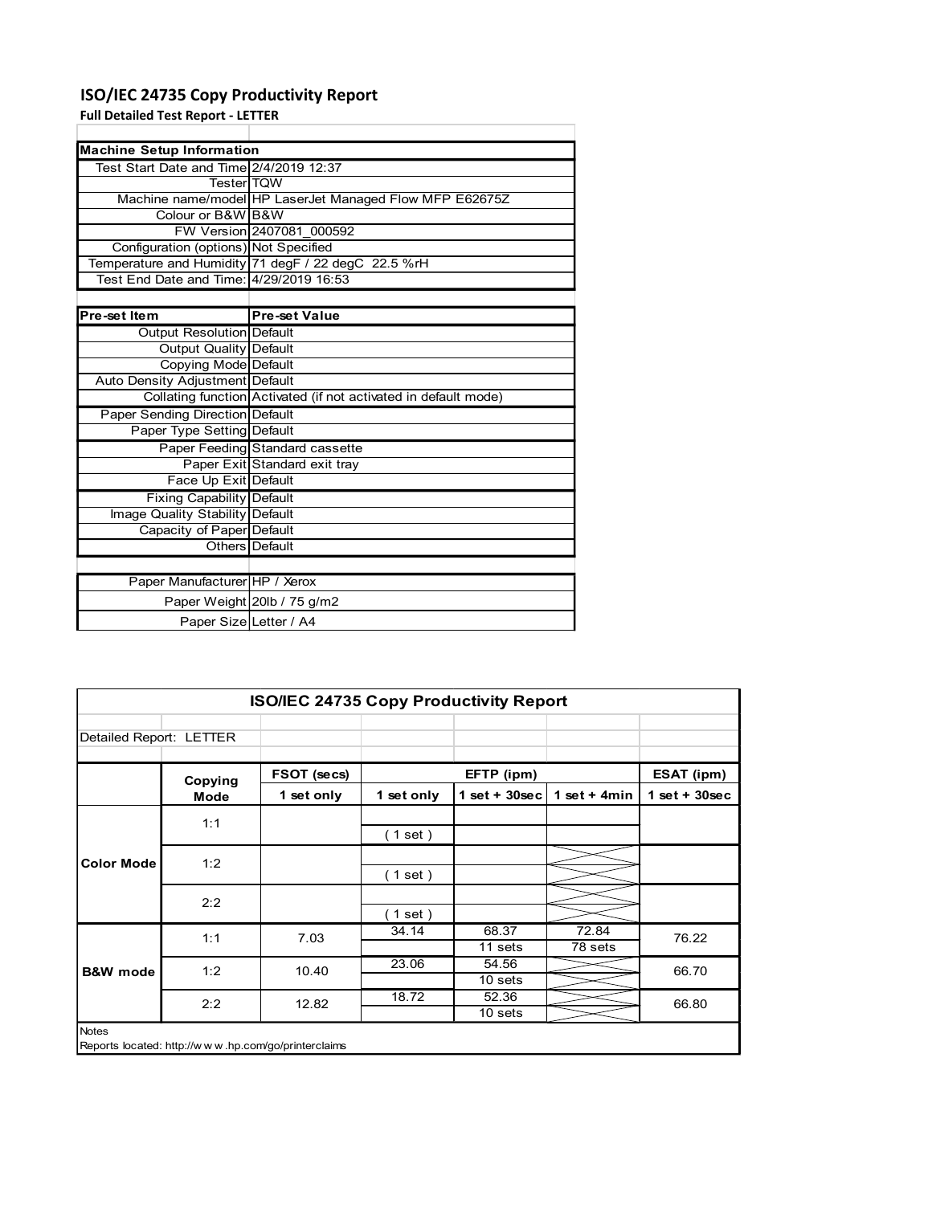# ISO/IEC 24735 Copy Productivity Report

**Full Detailed Test Report - LETTER**

| Machine Setup Information | |
|---|---|
| Test Start Date and Time | 2/4/2019 12:37 |
| Tester | TQW |
| Machine name/model | HP LaserJet Managed Flow MFP E62675Z |
| Colour or B&W | B&W |
| FW Version | 2407081_000592 |
| Configuration (options) | Not Specified |
| Temperature and Humidity | 71 degF / 22 degC 22.5 %rH |
| Test End Date and Time: | 4/29/2019 16:53 |

| Pre-set Item | Pre-set Value |
|---|---|
| Output Resolution | Default |
| Output Quality | Default |
| Copying Mode | Default |
| Auto Density Adjustment | Default |
| Collating function | Activated (if not activated in default mode) |
| Paper Sending Direction | Default |
| Paper Type Setting | Default |
| Paper Feeding | Standard cassette |
| Paper Exit | Standard exit tray |
| Face Up Exit | Default |
| Fixing Capability | Default |
| Image Quality Stability | Default |
| Capacity of Paper | Default |
| Others | Default |

| | |
|---|---|
| Paper Manufacturer | HP / Xerox |
| Paper Weight | 20lb / 75 g/m2 |
| Paper Size | Letter / A4 |

## ISO/IEC 24735 Copy Productivity Report

Detailed Report: LETTER

| | Copying Mode | FSOT (secs) | EFTP (ipm) | | | ESAT (ipm) |
|---|---|---|---|---|---|---|
| | | 1 set only | 1 set only | 1 set + 30sec | 1 set + 4min | 1 set + 30sec |
| Color Mode | 1:1 | | ( 1 set ) | | | |
| | 1:2 | | ( 1 set ) | | | |
| | 2:2 | | ( 1 set ) | | | |
| B&W mode | 1:1 | 7.03 | 34.14 | 68.37<br>11 sets | 72.84<br>78 sets | 76.22 |
| | 1:2 | 10.40 | 23.06 | 54.56<br>10 sets | | 66.70 |
| | 2:2 | 12.82 | 18.72 | 52.36<br>10 sets | | 66.80 |

Notes

Reports located: http://www.hp.com/go/printerclaims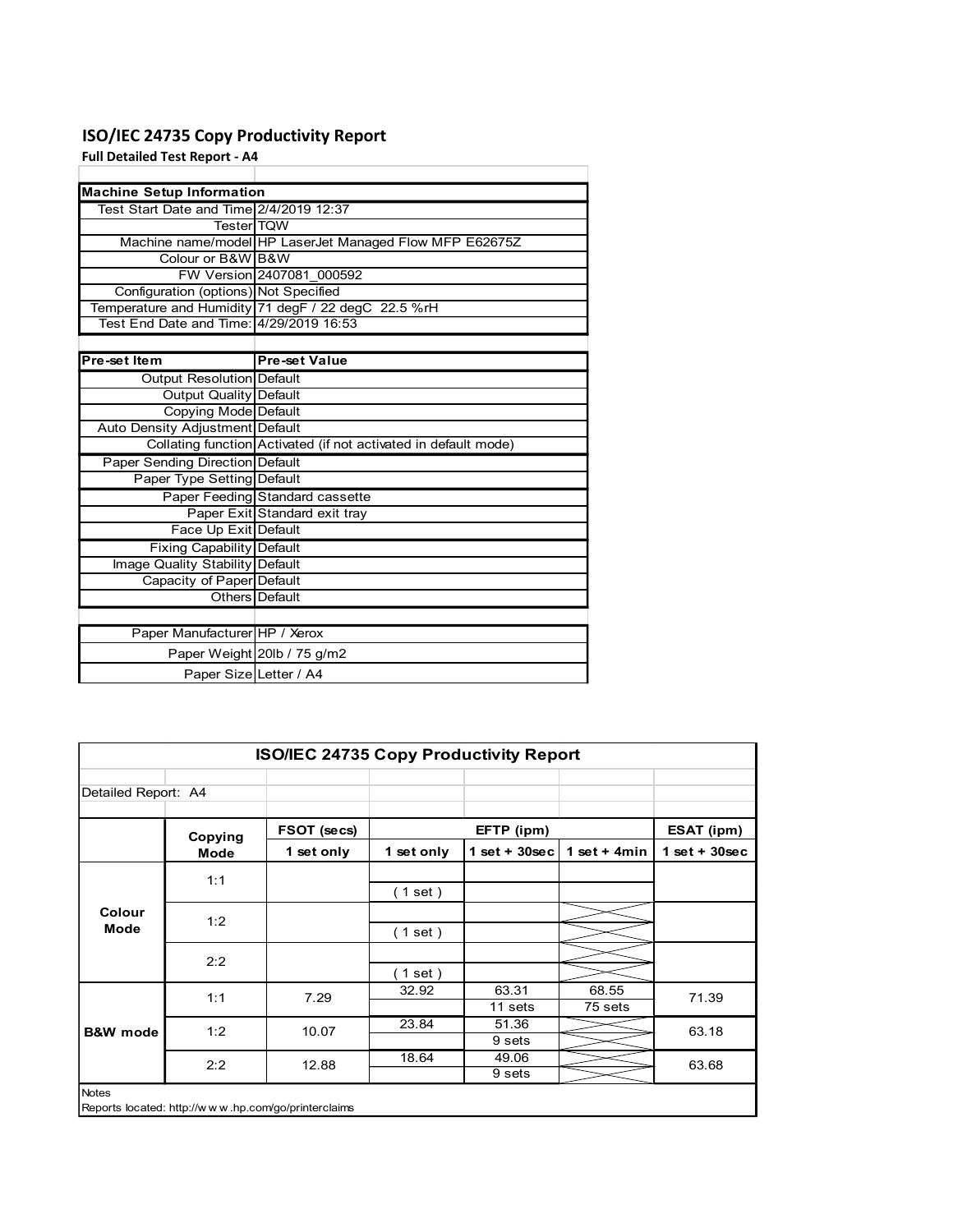# ISO/IEC 24735 Copy Productivity Report

**Full Detailed Test Report - A4**

| Machine Setup Information | |
|---|---|
| Test Start Date and Time | 2/4/2019 12:37 |
| Tester | TQW |
| Machine name/model | HP LaserJet Managed Flow MFP E62675Z |
| Colour or B&W | B&W |
| FW Version | 2407081_000592 |
| Configuration (options) | Not Specified |
| Temperature and Humidity | 71 degF / 22 degC 22.5 %rH |
| Test End Date and Time: | 4/29/2019 16:53 |

| Pre-set Item | Pre-set Value |
|---|---|
| Output Resolution | Default |
| Output Quality | Default |
| Copying Mode | Default |
| Auto Density Adjustment | Default |
| Collating function | Activated (if not activated in default mode) |
| Paper Sending Direction | Default |
| Paper Type Setting | Default |
| Paper Feeding | Standard cassette |
| Paper Exit | Standard exit tray |
| Face Up Exit | Default |
| Fixing Capability | Default |
| Image Quality Stability | Default |
| Capacity of Paper | Default |
| Others | Default |

| | |
|---|---|
| Paper Manufacturer | HP / Xerox |
| Paper Weight | 20lb / 75 g/m2 |
| Paper Size | Letter / A4 |

**ISO/IEC 24735 Copy Productivity Report**

Detailed Report: A4

| | Copying Mode | FSOT (secs) | EFTP (ipm) | | | ESAT (ipm) |
|---|---|---|---|---|---|---|
| | | 1 set only | 1 set only | 1 set + 30sec | 1 set + 4min | 1 set + 30sec |
| Colour Mode | 1:1 | | ( 1 set ) | | | |
| | 1:2 | | ( 1 set ) | | | |
| | 2:2 | | ( 1 set ) | | | |
| B&W mode | 1:1 | 7.29 | 32.92 | 63.31 / 11 sets | 68.55 / 75 sets | 71.39 |
| | 1:2 | 10.07 | 23.84 | 51.36 / 9 sets | | 63.18 |
| | 2:2 | 12.88 | 18.64 | 49.06 / 9 sets | | 63.68 |

Notes

Reports located: http://w w w .hp.com/go/printerclaims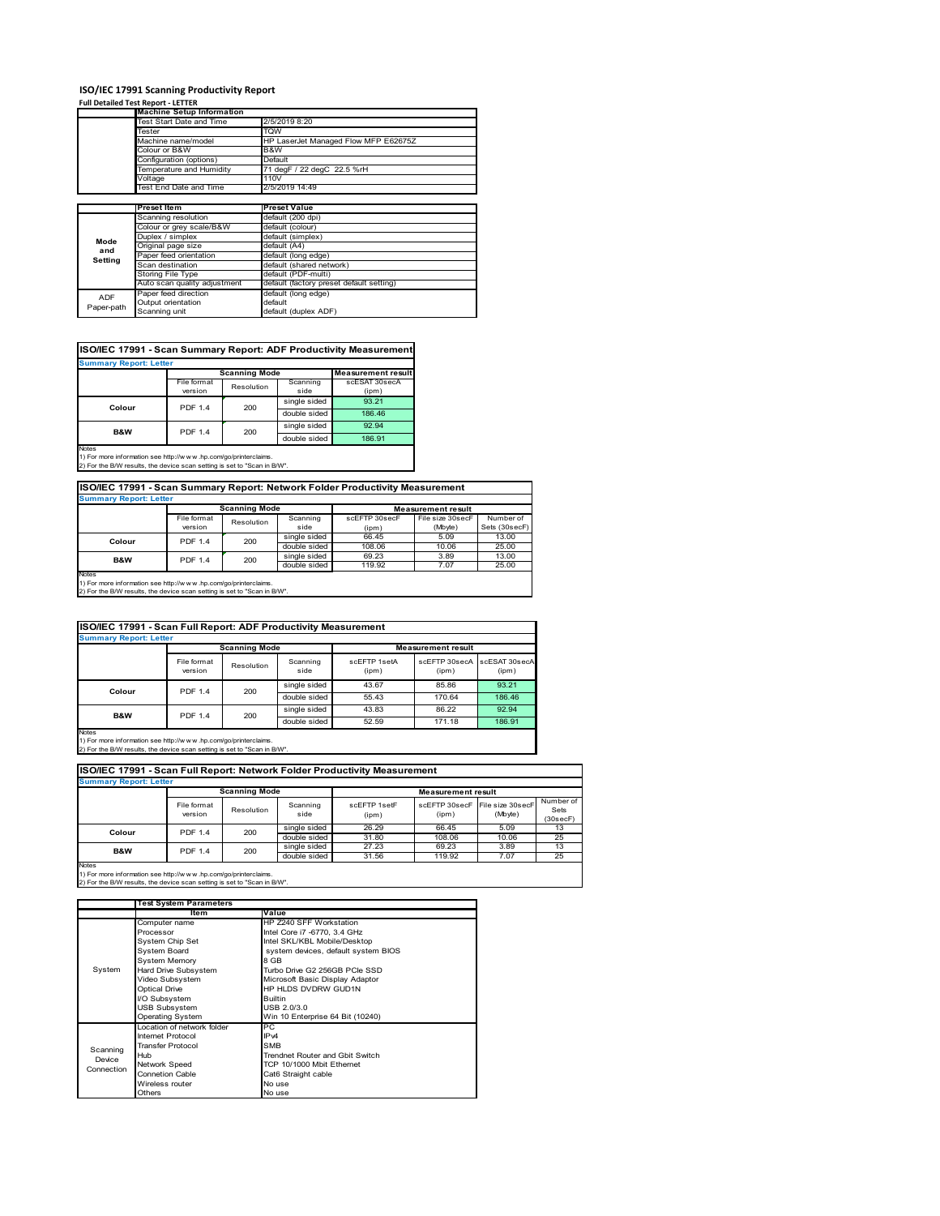# ISO/IEC 17991 Scanning Productivity Report

**Full Detailed Test Report - LETTER**

| | Machine Setup Information | |
|---|---|---|
| | Test Start Date and Time | 2/5/2019 8:20 |
| | Tester | TQW |
| | Machine name/model | HP LaserJet Managed Flow MFP E62675Z |
| | Colour or B&W | B&W |
| | Configuration (options) | Default |
| | Temperature and Humidity | 71 degF / 22 degC 22.5 %rH |
| | Voltage | 110V |
| | Test End Date and Time | 2/5/2019 14:49 |

| | Preset Item | Preset Value |
|---|---|---|
| Mode and Setting | Scanning resolution | default (200 dpi) |
| | Colour or grey scale/B&W | default (colour) |
| | Duplex / simplex | default (simplex) |
| | Original page size | default (A4) |
| | Paper feed orientation | default (long edge) |
| | Scan destination | default (shared network) |
| | Storing File Type | default (PDF-multi) |
| | Auto scan quality adjustment | default (factory preset default setting) |
| ADF Paper-path | Paper feed direction | default (long edge) |
| | Output orientation | default |
| | Scanning unit | default (duplex ADF) |

## ISO/IEC 17991 - Scan Summary Report: ADF Productivity Measurement

**Summary Report: Letter**

| | Scanning Mode | | | Measurement result |
|---|---|---|---|---|
| | File format version | Resolution | Scanning side | scESAT 30secA (ipm) |
| Colour | PDF 1.4 | 200 | single sided | 93.21 |
| | | | double sided | 186.46 |
| B&W | PDF 1.4 | 200 | single sided | 92.94 |
| | | | double sided | 186.91 |

Notes
1) For more information see http://www.hp.com/go/printerclaims.
2) For the B/W results, the device scan setting is set to "Scan in B/W".

## ISO/IEC 17991 - Scan Summary Report: Network Folder Productivity Measurement

**Summary Report: Letter**

| | Scanning Mode | | | Measurement result | | |
|---|---|---|---|---|---|---|
| | File format version | Resolution | Scanning side | scEFTP 30secF (ipm) | File size 30secF (Mbyte) | Number of Sets (30secF) |
| Colour | PDF 1.4 | 200 | single sided | 66.45 | 5.09 | 13.00 |
| | | | double sided | 108.06 | 10.06 | 25.00 |
| B&W | PDF 1.4 | 200 | single sided | 69.23 | 3.89 | 13.00 |
| | | | double sided | 119.92 | 7.07 | 25.00 |

Notes
1) For more information see http://www.hp.com/go/printerclaims.
2) For the B/W results, the device scan setting is set to "Scan in B/W".

## ISO/IEC 17991 - Scan Full Report: ADF Productivity Measurement

**Summary Report: Letter**

| | Scanning Mode | | | Measurement result | | |
|---|---|---|---|---|---|---|
| | File format version | Resolution | Scanning side | scEFTP 1setA (ipm) | scEFTP 30secA (ipm) | scESAT 30secA (ipm) |
| Colour | PDF 1.4 | 200 | single sided | 43.67 | 85.86 | 93.21 |
| | | | double sided | 55.43 | 170.64 | 186.46 |
| B&W | PDF 1.4 | 200 | single sided | 43.83 | 86.22 | 92.94 |
| | | | double sided | 52.59 | 171.18 | 186.91 |

Notes
1) For more information see http://www.hp.com/go/printerclaims.
2) For the B/W results, the device scan setting is set to "Scan in B/W".

## ISO/IEC 17991 - Scan Full Report: Network Folder Productivity Measurement

**Summary Report: Letter**

| | Scanning Mode | | | Measurement result | | | |
|---|---|---|---|---|---|---|---|
| | File format version | Resolution | Scanning side | scEFTP 1setF (ipm) | scEFTP 30secF (ipm) | File size 30secF (Mbyte) | Number of Sets (30secF) |
| Colour | PDF 1.4 | 200 | single sided | 26.29 | 66.45 | 5.09 | 13 |
| | | | double sided | 31.80 | 108.06 | 10.06 | 25 |
| B&W | PDF 1.4 | 200 | single sided | 27.23 | 69.23 | 3.89 | 13 |
| | | | double sided | 31.56 | 119.92 | 7.07 | 25 |

Notes
1) For more information see http://www.hp.com/go/printerclaims.
2) For the B/W results, the device scan setting is set to "Scan in B/W".

| | Test System Parameters | |
|---|---|---|
| | Item | Value |
| System | Computer name | HP Z240 SFF Workstation |
| | Processor | Intel Core i7 -6770, 3.4 GHz |
| | System Chip Set | Intel SKL/KBL Mobile/Desktop |
| | System Board | system devices, default system BIOS |
| | System Memory | 8 GB |
| | Hard Drive Subsystem | Turbo Drive G2 256GB PCIe SSD |
| | Video Subsystem | Microsoft Basic Display Adaptor |
| | Optical Drive | HP HLDS DVDRW GUD1N |
| | I/O Subsystem | Builtin |
| | USB Subsystem | USB 2.0/3.0 |
| | Operating System | Win 10 Enterprise 64 Bit (10240) |
| Scanning Device Connection | Location of network folder | PC |
| | Internet Protocol | IPv4 |
| | Transfer Protocol | SMB |
| | Hub | Trendnet Router and Gbit Switch |
| | Network Speed | TCP 10/1000 Mbit Ethernet |
| | Connetion Cable | Cat6 Straight cable |
| | Wireless router | No use |
| | Others | No use |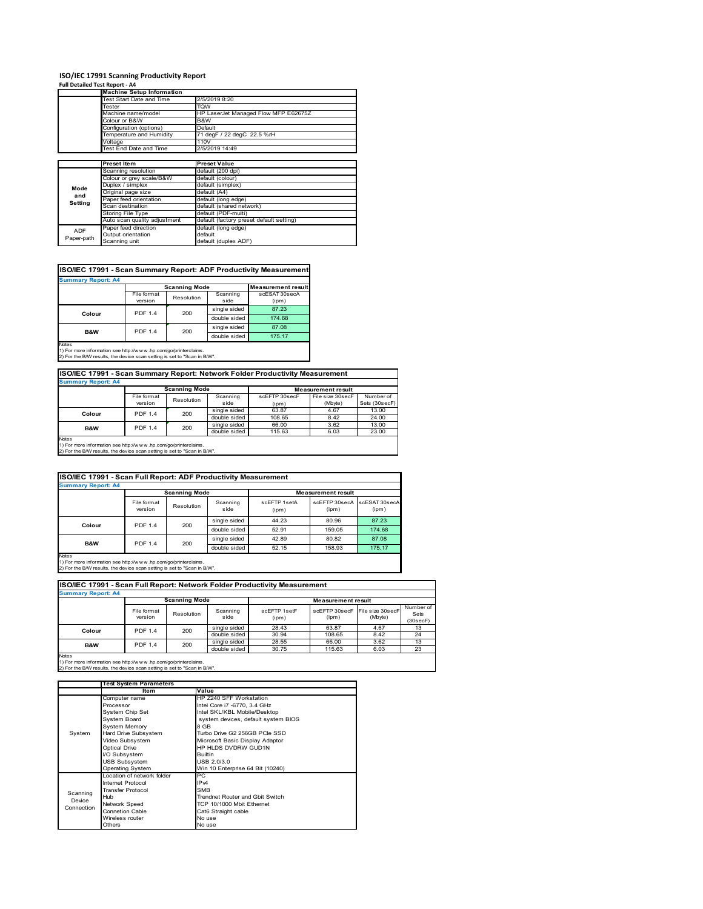# ISO/IEC 17991 Scanning Productivity Report

**Full Detailed Test Report - A4**

| | Machine Setup Information | |
|---|---|---|
| | Test Start Date and Time | 2/5/2019 8:20 |
| | Tester | TQW |
| | Machine name/model | HP LaserJet Managed Flow MFP E62675Z |
| | Colour or B&W | B&W |
| | Configuration (options) | Default |
| | Temperature and Humidity | 71 degF / 22 degC 22.5 %rH |
| | Voltage | 110V |
| | Test End Date and Time | 2/5/2019 14:49 |

| | Preset Item | Preset Value |
|---|---|---|
| Mode and Setting | Scanning resolution | default (200 dpi) |
| | Colour or grey scale/B&W | default (colour) |
| | Duplex / simplex | default (simplex) |
| | Original page size | default (A4) |
| | Paper feed orientation | default (long edge) |
| | Scan destination | default (shared network) |
| | Storing File Type | default (PDF-multi) |
| | Auto scan quality adjustment | default (factory preset default setting) |
| ADF Paper-path | Paper feed direction | default (long edge) |
| | Output orientation | default |
| | Scanning unit | default (duplex ADF) |

## ISO/IEC 17991 - Scan Summary Report: ADF Productivity Measurement

**Summary Report: A4**

| | Scanning Mode | | | Measurement result |
|---|---|---|---|---|
| | File format version | Resolution | Scanning side | scESAT 30secA (ipm) |
| Colour | PDF 1.4 | 200 | single sided | 87.23 |
| | | | double sided | 174.68 |
| B&W | PDF 1.4 | 200 | single sided | 87.08 |
| | | | double sided | 175.17 |

Notes
1) For more information see http://www.hp.com/go/printerclaims.
2) For the B/W results, the device scan setting is set to "Scan in B/W".

## ISO/IEC 17991 - Scan Summary Report: Network Folder Productivity Measurement

**Summary Report: A4**

| | Scanning Mode | | | Measurement result | | |
|---|---|---|---|---|---|---|
| | File format version | Resolution | Scanning side | scEFTP 30secF (ipm) | File size 30secF (Mbyte) | Number of Sets (30secF) |
| Colour | PDF 1.4 | 200 | single sided | 63.87 | 4.67 | 13.00 |
| | | | double sided | 108.65 | 8.42 | 24.00 |
| B&W | PDF 1.4 | 200 | single sided | 66.00 | 3.62 | 13.00 |
| | | | double sided | 115.63 | 6.03 | 23.00 |

Notes
1) For more information see http://www.hp.com/go/printerclaims.
2) For the B/W results, the device scan setting is set to "Scan in B/W".

## ISO/IEC 17991 - Scan Full Report: ADF Productivity Measurement

**Summary Report: A4**

| | Scanning Mode | | | Measurement result | | |
|---|---|---|---|---|---|---|
| | File format version | Resolution | Scanning side | scEFTP 1setA (ipm) | scEFTP 30secA (ipm) | scESAT 30secA (ipm) |
| Colour | PDF 1.4 | 200 | single sided | 44.23 | 80.96 | 87.23 |
| | | | double sided | 52.91 | 159.05 | 174.68 |
| B&W | PDF 1.4 | 200 | single sided | 42.89 | 80.82 | 87.08 |
| | | | double sided | 52.15 | 158.93 | 175.17 |

Notes
1) For more information see http://www.hp.com/go/printerclaims.
2) For the B/W results, the device scan setting is set to "Scan in B/W".

## ISO/IEC 17991 - Scan Full Report: Network Folder Productivity Measurement

**Summary Report: A4**

| | Scanning Mode | | | Measurement result | | | |
|---|---|---|---|---|---|---|---|
| | File format version | Resolution | Scanning side | scEFTP 1setF (ipm) | scEFTP 30secF (ipm) | File size 30secF (Mbyte) | Number of Sets (30secF) |
| Colour | PDF 1.4 | 200 | single sided | 28.43 | 63.87 | 4.67 | 13 |
| | | | double sided | 30.94 | 108.65 | 8.42 | 24 |
| B&W | PDF 1.4 | 200 | single sided | 28.55 | 66.00 | 3.62 | 13 |
| | | | double sided | 30.75 | 115.63 | 6.03 | 23 |

Notes
1) For more information see http://www.hp.com/go/printerclaims.
2) For the B/W results, the device scan setting is set to "Scan in B/W".

| | Test System Parameters | |
|---|---|---|
| | Item | Value |
| System | Computer name | HP Z240 SFF Workstation |
| | Processor | Intel Core i7 -6770, 3.4 GHz |
| | System Chip Set | Intel SKL/KBL Mobile/Desktop |
| | System Board | system devices, default system BIOS |
| | System Memory | 8 GB |
| | Hard Drive Subsystem | Turbo Drive G2 256GB PCIe SSD |
| | Video Subsystem | Microsoft Basic Display Adaptor |
| | Optical Drive | HP HLDS DVDRW GUD1N |
| | I/O Subsystem | Builtin |
| | USB Subsystem | USB 2.0/3.0 |
| | Operating System | Win 10 Enterprise 64 Bit (10240) |
| Scanning Device Connection | Location of network folder | PC |
| | Internet Protocol | IPv4 |
| | Transfer Protocol | SMB |
| | Hub | Trendnet Router and Gbit Switch |
| | Network Speed | TCP 10/1000 Mbit Ethernet |
| | Connetion Cable | Cat6 Straight cable |
| | Wireless router | No use |
| | Others | No use |